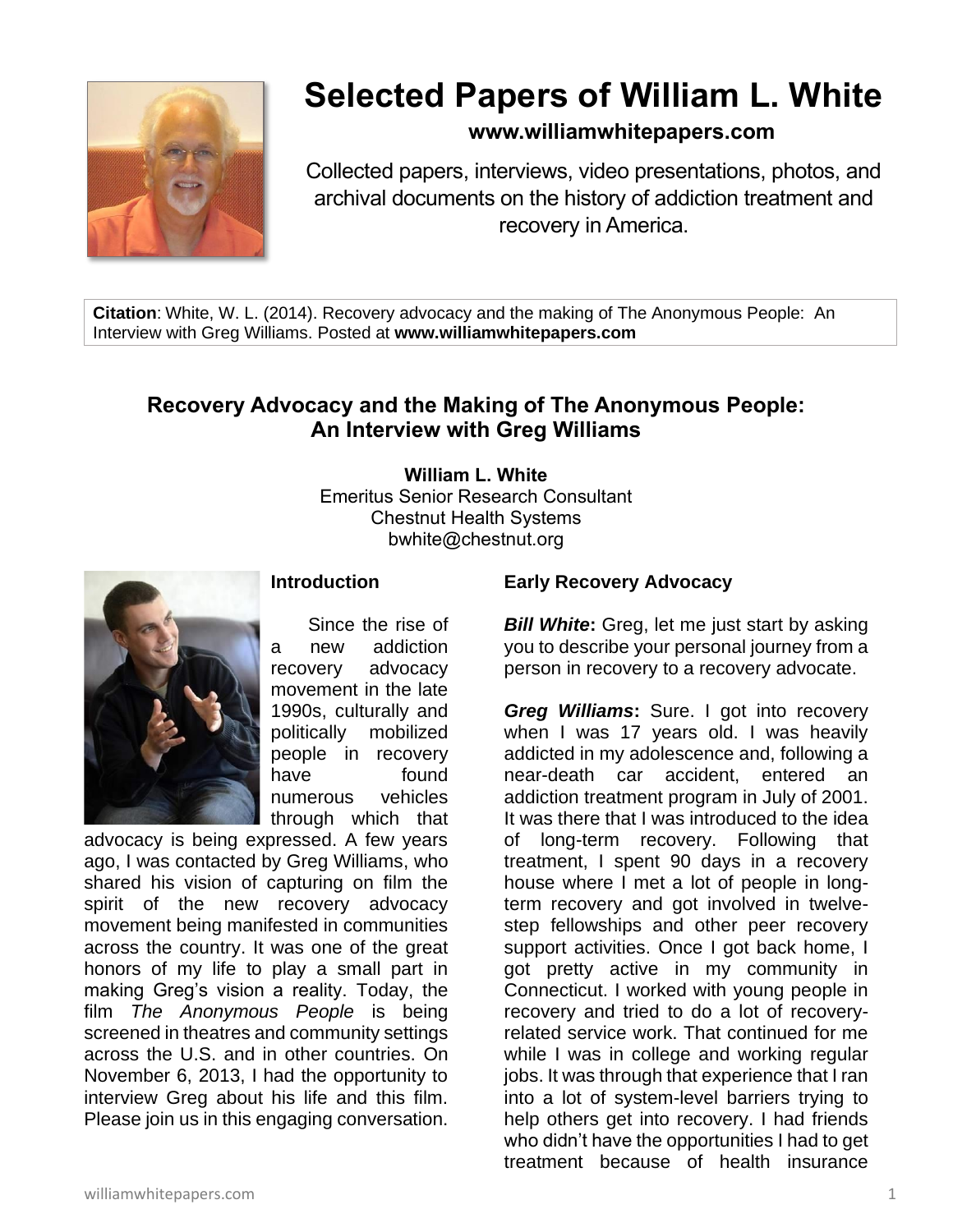# Selected Papers of William L. White

**www.williamwhitepapers.com**

Collected papers, interviews, video presentations, photos, and archival documents on the history of addiction treatment and recovery in America.

**Citation**: White, W. L. (2014). Recovery advocacy and the making of The Anonymous People: An Interview with Greg Williams. Posted at **www.williamwhitepapers.com**

## Recovery Advocacy and the Making of The Anonymous People: An Interview with Greg Williams

**William L. White**
Emeritus Senior Research Consultant
Chestnut Health Systems
bwhite@chestnut.org

### Introduction

Since the rise of a new addiction recovery advocacy movement in the late 1990s, culturally and politically mobilized people in recovery have found numerous vehicles through which that advocacy is being expressed. A few years ago, I was contacted by Greg Williams, who shared his vision of capturing on film the spirit of the new recovery advocacy movement being manifested in communities across the country. It was one of the great honors of my life to play a small part in making Greg's vision a reality. Today, the film *The Anonymous People* is being screened in theatres and community settings across the U.S. and in other countries. On November 6, 2013, I had the opportunity to interview Greg about his life and this film. Please join us in this engaging conversation.

### Early Recovery Advocacy

***Bill White*****:** Greg, let me just start by asking you to describe your personal journey from a person in recovery to a recovery advocate.

***Greg Williams*****:** Sure. I got into recovery when I was 17 years old. I was heavily addicted in my adolescence and, following a near-death car accident, entered an addiction treatment program in July of 2001. It was there that I was introduced to the idea of long-term recovery. Following that treatment, I spent 90 days in a recovery house where I met a lot of people in long-term recovery and got involved in twelve-step fellowships and other peer recovery support activities. Once I got back home, I got pretty active in my community in Connecticut. I worked with young people in recovery and tried to do a lot of recovery-related service work. That continued for me while I was in college and working regular jobs. It was through that experience that I ran into a lot of system-level barriers trying to help others get into recovery. I had friends who didn't have the opportunities I had to get treatment because of health insurance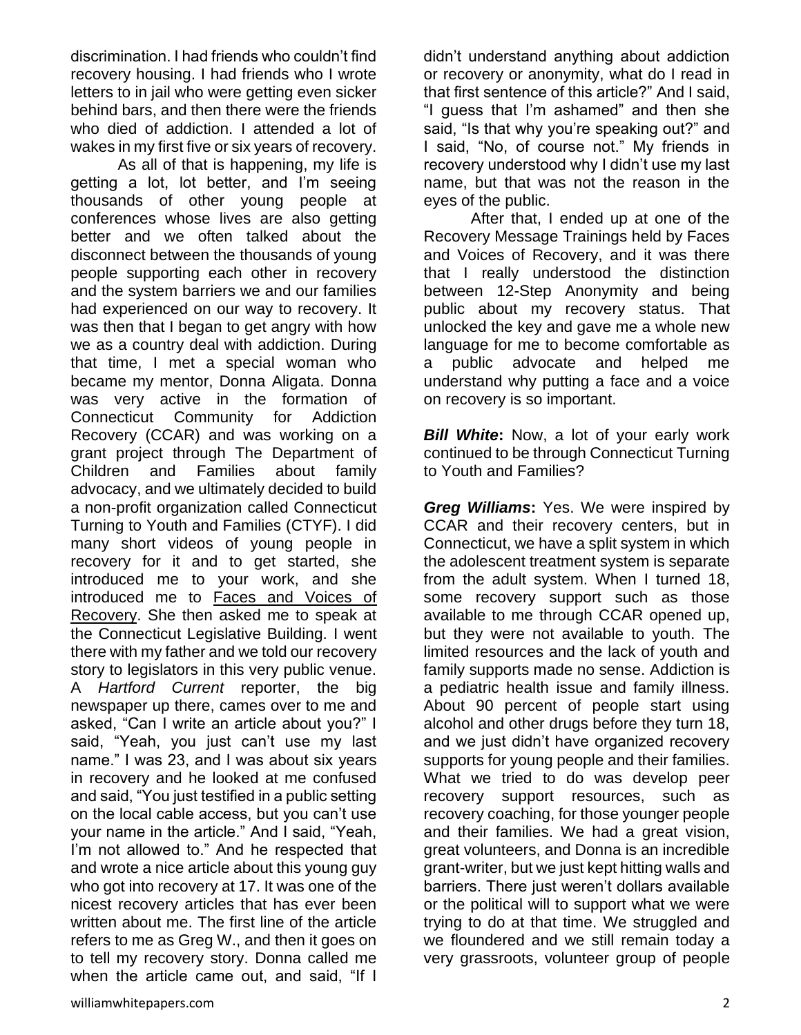discrimination. I had friends who couldn't find recovery housing. I had friends who I wrote letters to in jail who were getting even sicker behind bars, and then there were the friends who died of addiction. I attended a lot of wakes in my first five or six years of recovery.

As all of that is happening, my life is getting a lot, lot better, and I'm seeing thousands of other young people at conferences whose lives are also getting better and we often talked about the disconnect between the thousands of young people supporting each other in recovery and the system barriers we and our families had experienced on our way to recovery. It was then that I began to get angry with how we as a country deal with addiction. During that time, I met a special woman who became my mentor, Donna Aligata. Donna was very active in the formation of Connecticut Community for Addiction Recovery (CCAR) and was working on a grant project through The Department of Children and Families about family advocacy, and we ultimately decided to build a non-profit organization called Connecticut Turning to Youth and Families (CTYF). I did many short videos of young people in recovery for it and to get started, she introduced me to your work, and she introduced me to Faces and Voices of Recovery. She then asked me to speak at the Connecticut Legislative Building. I went there with my father and we told our recovery story to legislators in this very public venue. A *Hartford Current* reporter, the big newspaper up there, cames over to me and asked, "Can I write an article about you?" I said, "Yeah, you just can't use my last name." I was 23, and I was about six years in recovery and he looked at me confused and said, "You just testified in a public setting on the local cable access, but you can't use your name in the article." And I said, "Yeah, I'm not allowed to." And he respected that and wrote a nice article about this young guy who got into recovery at 17. It was one of the nicest recovery articles that has ever been written about me. The first line of the article refers to me as Greg W., and then it goes on to tell my recovery story. Donna called me when the article came out, and said, "If I didn't understand anything about addiction or recovery or anonymity, what do I read in that first sentence of this article?" And I said, "I guess that I'm ashamed" and then she said, "Is that why you're speaking out?" and I said, "No, of course not." My friends in recovery understood why I didn't use my last name, but that was not the reason in the eyes of the public.

After that, I ended up at one of the Recovery Message Trainings held by Faces and Voices of Recovery, and it was there that I really understood the distinction between 12-Step Anonymity and being public about my recovery status. That unlocked the key and gave me a whole new language for me to become comfortable as a public advocate and helped me understand why putting a face and a voice on recovery is so important.

***Bill White*:** Now, a lot of your early work continued to be through Connecticut Turning to Youth and Families?

***Greg Williams*:** Yes. We were inspired by CCAR and their recovery centers, but in Connecticut, we have a split system in which the adolescent treatment system is separate from the adult system. When I turned 18, some recovery support such as those available to me through CCAR opened up, but they were not available to youth. The limited resources and the lack of youth and family supports made no sense. Addiction is a pediatric health issue and family illness. About 90 percent of people start using alcohol and other drugs before they turn 18, and we just didn't have organized recovery supports for young people and their families. What we tried to do was develop peer recovery support resources, such as recovery coaching, for those younger people and their families. We had a great vision, great volunteers, and Donna is an incredible grant-writer, but we just kept hitting walls and barriers. There just weren't dollars available or the political will to support what we were trying to do at that time. We struggled and we floundered and we still remain today a very grassroots, volunteer group of people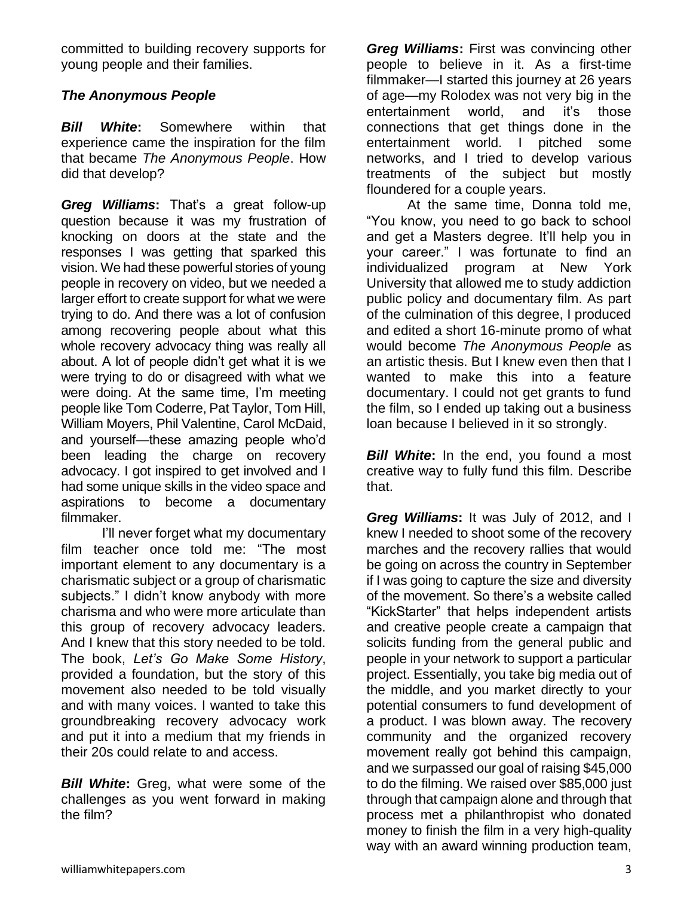committed to building recovery supports for young people and their families.

### *The Anonymous People*

***Bill White*:** Somewhere within that experience came the inspiration for the film that became *The Anonymous People*. How did that develop?

***Greg Williams*:** That's a great follow-up question because it was my frustration of knocking on doors at the state and the responses I was getting that sparked this vision. We had these powerful stories of young people in recovery on video, but we needed a larger effort to create support for what we were trying to do. And there was a lot of confusion among recovering people about what this whole recovery advocacy thing was really all about. A lot of people didn't get what it is we were trying to do or disagreed with what we were doing. At the same time, I'm meeting people like Tom Coderre, Pat Taylor, Tom Hill, William Moyers, Phil Valentine, Carol McDaid, and yourself—these amazing people who'd been leading the charge on recovery advocacy. I got inspired to get involved and I had some unique skills in the video space and aspirations to become a documentary filmmaker.

I'll never forget what my documentary film teacher once told me: "The most important element to any documentary is a charismatic subject or a group of charismatic subjects." I didn't know anybody with more charisma and who were more articulate than this group of recovery advocacy leaders. And I knew that this story needed to be told. The book, *Let's Go Make Some History*, provided a foundation, but the story of this movement also needed to be told visually and with many voices. I wanted to take this groundbreaking recovery advocacy work and put it into a medium that my friends in their 20s could relate to and access.

***Bill White*:** Greg, what were some of the challenges as you went forward in making the film?

***Greg Williams*:** First was convincing other people to believe in it. As a first-time filmmaker—I started this journey at 26 years of age—my Rolodex was not very big in the entertainment world, and it's those connections that get things done in the entertainment world. I pitched some networks, and I tried to develop various treatments of the subject but mostly floundered for a couple years.

At the same time, Donna told me, "You know, you need to go back to school and get a Masters degree. It'll help you in your career." I was fortunate to find an individualized program at New York University that allowed me to study addiction public policy and documentary film. As part of the culmination of this degree, I produced and edited a short 16-minute promo of what would become *The Anonymous People* as an artistic thesis. But I knew even then that I wanted to make this into a feature documentary. I could not get grants to fund the film, so I ended up taking out a business loan because I believed in it so strongly.

***Bill White*:** In the end, you found a most creative way to fully fund this film. Describe that.

***Greg Williams*:** It was July of 2012, and I knew I needed to shoot some of the recovery marches and the recovery rallies that would be going on across the country in September if I was going to capture the size and diversity of the movement. So there's a website called "KickStarter" that helps independent artists and creative people create a campaign that solicits funding from the general public and people in your network to support a particular project. Essentially, you take big media out of the middle, and you market directly to your potential consumers to fund development of a product. I was blown away. The recovery community and the organized recovery movement really got behind this campaign, and we surpassed our goal of raising $45,000 to do the filming. We raised over $85,000 just through that campaign alone and through that process met a philanthropist who donated money to finish the film in a very high-quality way with an award winning production team,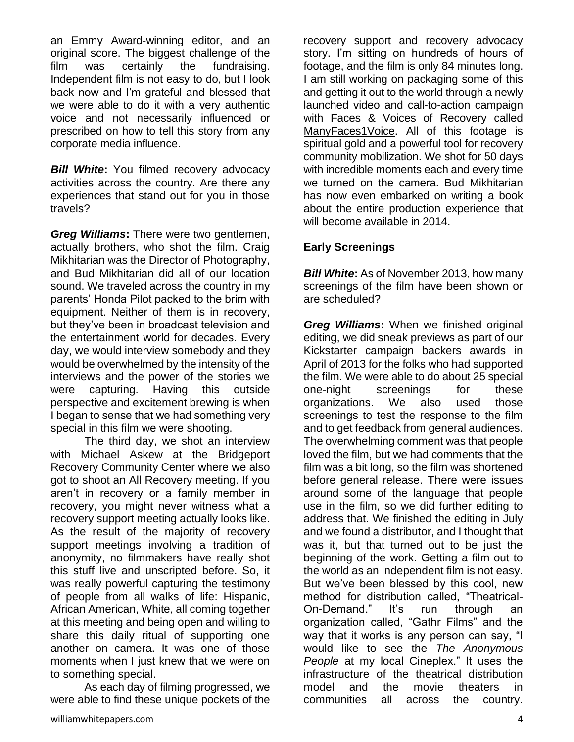an Emmy Award-winning editor, and an original score. The biggest challenge of the film was certainly the fundraising. Independent film is not easy to do, but I look back now and I'm grateful and blessed that we were able to do it with a very authentic voice and not necessarily influenced or prescribed on how to tell this story from any corporate media influence.

***Bill White*:** You filmed recovery advocacy activities across the country. Are there any experiences that stand out for you in those travels?

***Greg Williams*:** There were two gentlemen, actually brothers, who shot the film. Craig Mikhitarian was the Director of Photography, and Bud Mikhitarian did all of our location sound. We traveled across the country in my parents' Honda Pilot packed to the brim with equipment. Neither of them is in recovery, but they've been in broadcast television and the entertainment world for decades. Every day, we would interview somebody and they would be overwhelmed by the intensity of the interviews and the power of the stories we were capturing. Having this outside perspective and excitement brewing is when I began to sense that we had something very special in this film we were shooting.

The third day, we shot an interview with Michael Askew at the Bridgeport Recovery Community Center where we also got to shoot an All Recovery meeting. If you aren't in recovery or a family member in recovery, you might never witness what a recovery support meeting actually looks like. As the result of the majority of recovery support meetings involving a tradition of anonymity, no filmmakers have really shot this stuff live and unscripted before. So, it was really powerful capturing the testimony of people from all walks of life: Hispanic, African American, White, all coming together at this meeting and being open and willing to share this daily ritual of supporting one another on camera. It was one of those moments when I just knew that we were on to something special.

As each day of filming progressed, we were able to find these unique pockets of the recovery support and recovery advocacy story. I'm sitting on hundreds of hours of footage, and the film is only 84 minutes long. I am still working on packaging some of this and getting it out to the world through a newly launched video and call-to-action campaign with Faces & Voices of Recovery called ManyFaces1Voice. All of this footage is spiritual gold and a powerful tool for recovery community mobilization. We shot for 50 days with incredible moments each and every time we turned on the camera. Bud Mikhitarian has now even embarked on writing a book about the entire production experience that will become available in 2014.

**Early Screenings**

***Bill White*:** As of November 2013, how many screenings of the film have been shown or are scheduled?

***Greg Williams*:** When we finished original editing, we did sneak previews as part of our Kickstarter campaign backers awards in April of 2013 for the folks who had supported the film. We were able to do about 25 special one-night screenings for these organizations. We also used those screenings to test the response to the film and to get feedback from general audiences. The overwhelming comment was that people loved the film, but we had comments that the film was a bit long, so the film was shortened before general release. There were issues around some of the language that people use in the film, so we did further editing to address that. We finished the editing in July and we found a distributor, and I thought that was it, but that turned out to be just the beginning of the work. Getting a film out to the world as an independent film is not easy. But we've been blessed by this cool, new method for distribution called, "Theatrical-On-Demand." It's run through an organization called, "Gathr Films" and the way that it works is any person can say, "I would like to see the *The Anonymous People* at my local Cineplex." It uses the infrastructure of the theatrical distribution model and the movie theaters in communities all across the country.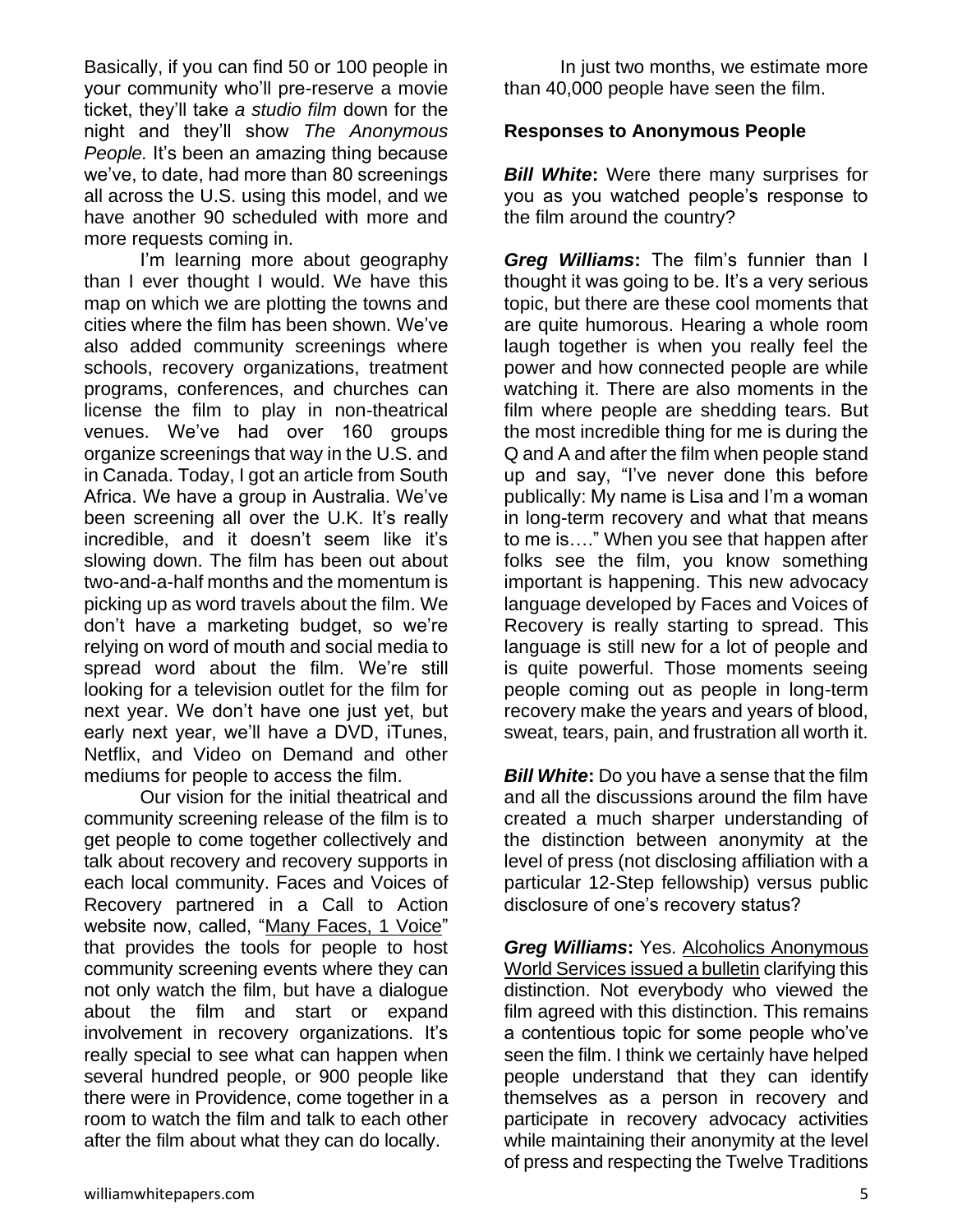Basically, if you can find 50 or 100 people in your community who'll pre-reserve a movie ticket, they'll take *a studio film* down for the night and they'll show *The Anonymous People.* It's been an amazing thing because we've, to date, had more than 80 screenings all across the U.S. using this model, and we have another 90 scheduled with more and more requests coming in.

I'm learning more about geography than I ever thought I would. We have this map on which we are plotting the towns and cities where the film has been shown. We've also added community screenings where schools, recovery organizations, treatment programs, conferences, and churches can license the film to play in non-theatrical venues. We've had over 160 groups organize screenings that way in the U.S. and in Canada. Today, I got an article from South Africa. We have a group in Australia. We've been screening all over the U.K. It's really incredible, and it doesn't seem like it's slowing down. The film has been out about two-and-a-half months and the momentum is picking up as word travels about the film. We don't have a marketing budget, so we're relying on word of mouth and social media to spread word about the film. We're still looking for a television outlet for the film for next year. We don't have one just yet, but early next year, we'll have a DVD, iTunes, Netflix, and Video on Demand and other mediums for people to access the film.

Our vision for the initial theatrical and community screening release of the film is to get people to come together collectively and talk about recovery and recovery supports in each local community. Faces and Voices of Recovery partnered in a Call to Action website now, called, "Many Faces, 1 Voice" that provides the tools for people to host community screening events where they can not only watch the film, but have a dialogue about the film and start or expand involvement in recovery organizations. It's really special to see what can happen when several hundred people, or 900 people like there were in Providence, come together in a room to watch the film and talk to each other after the film about what they can do locally.

In just two months, we estimate more than 40,000 people have seen the film.

**Responses to Anonymous People**

***Bill White*:** Were there many surprises for you as you watched people's response to the film around the country?

***Greg Williams*:** The film's funnier than I thought it was going to be. It's a very serious topic, but there are these cool moments that are quite humorous. Hearing a whole room laugh together is when you really feel the power and how connected people are while watching it. There are also moments in the film where people are shedding tears. But the most incredible thing for me is during the Q and A and after the film when people stand up and say, "I've never done this before publically: My name is Lisa and I'm a woman in long-term recovery and what that means to me is…." When you see that happen after folks see the film, you know something important is happening. This new advocacy language developed by Faces and Voices of Recovery is really starting to spread. This language is still new for a lot of people and is quite powerful. Those moments seeing people coming out as people in long-term recovery make the years and years of blood, sweat, tears, pain, and frustration all worth it.

***Bill White*:** Do you have a sense that the film and all the discussions around the film have created a much sharper understanding of the distinction between anonymity at the level of press (not disclosing affiliation with a particular 12-Step fellowship) versus public disclosure of one's recovery status?

***Greg Williams*:** Yes. Alcoholics Anonymous World Services issued a bulletin clarifying this distinction. Not everybody who viewed the film agreed with this distinction. This remains a contentious topic for some people who've seen the film. I think we certainly have helped people understand that they can identify themselves as a person in recovery and participate in recovery advocacy activities while maintaining their anonymity at the level of press and respecting the Twelve Traditions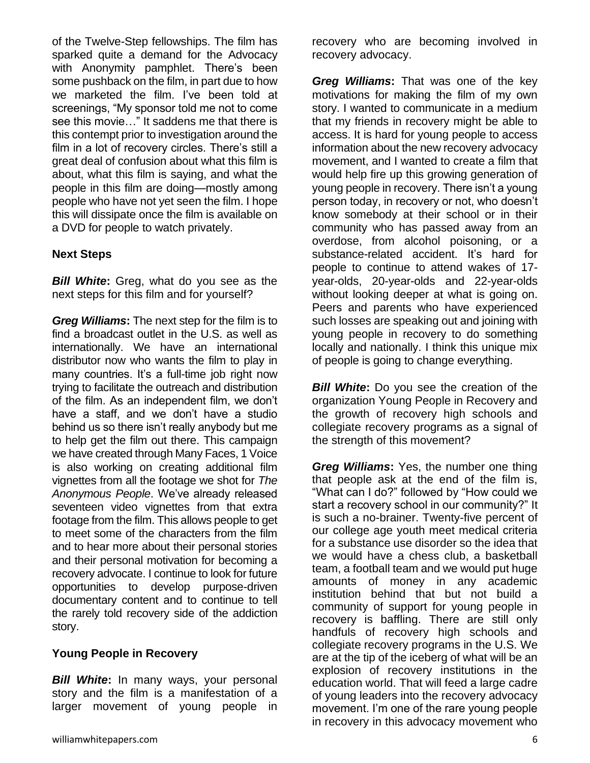of the Twelve-Step fellowships. The film has sparked quite a demand for the Advocacy with Anonymity pamphlet. There's been some pushback on the film, in part due to how we marketed the film. I've been told at screenings, "My sponsor told me not to come see this movie…" It saddens me that there is this contempt prior to investigation around the film in a lot of recovery circles. There's still a great deal of confusion about what this film is about, what this film is saying, and what the people in this film are doing—mostly among people who have not yet seen the film. I hope this will dissipate once the film is available on a DVD for people to watch privately.

**Next Steps**

***Bill White*:** Greg, what do you see as the next steps for this film and for yourself?

***Greg Williams*:** The next step for the film is to find a broadcast outlet in the U.S. as well as internationally. We have an international distributor now who wants the film to play in many countries. It's a full-time job right now trying to facilitate the outreach and distribution of the film. As an independent film, we don't have a staff, and we don't have a studio behind us so there isn't really anybody but me to help get the film out there. This campaign we have created through Many Faces, 1 Voice is also working on creating additional film vignettes from all the footage we shot for *The Anonymous People*. We've already released seventeen video vignettes from that extra footage from the film. This allows people to get to meet some of the characters from the film and to hear more about their personal stories and their personal motivation for becoming a recovery advocate. I continue to look for future opportunities to develop purpose-driven documentary content and to continue to tell the rarely told recovery side of the addiction story.

**Young People in Recovery**

***Bill White*:** In many ways, your personal story and the film is a manifestation of a larger movement of young people in recovery who are becoming involved in recovery advocacy.

***Greg Williams*:** That was one of the key motivations for making the film of my own story. I wanted to communicate in a medium that my friends in recovery might be able to access. It is hard for young people to access information about the new recovery advocacy movement, and I wanted to create a film that would help fire up this growing generation of young people in recovery. There isn't a young person today, in recovery or not, who doesn't know somebody at their school or in their community who has passed away from an overdose, from alcohol poisoning, or a substance-related accident. It's hard for people to continue to attend wakes of 17-year-olds, 20-year-olds and 22-year-olds without looking deeper at what is going on. Peers and parents who have experienced such losses are speaking out and joining with young people in recovery to do something locally and nationally. I think this unique mix of people is going to change everything.

***Bill White*:** Do you see the creation of the organization Young People in Recovery and the growth of recovery high schools and collegiate recovery programs as a signal of the strength of this movement?

***Greg Williams*:** Yes, the number one thing that people ask at the end of the film is, "What can I do?" followed by "How could we start a recovery school in our community?" It is such a no-brainer. Twenty-five percent of our college age youth meet medical criteria for a substance use disorder so the idea that we would have a chess club, a basketball team, a football team and we would put huge amounts of money in any academic institution behind that but not build a community of support for young people in recovery is baffling. There are still only handfuls of recovery high schools and collegiate recovery programs in the U.S. We are at the tip of the iceberg of what will be an explosion of recovery institutions in the education world. That will feed a large cadre of young leaders into the recovery advocacy movement. I'm one of the rare young people in recovery in this advocacy movement who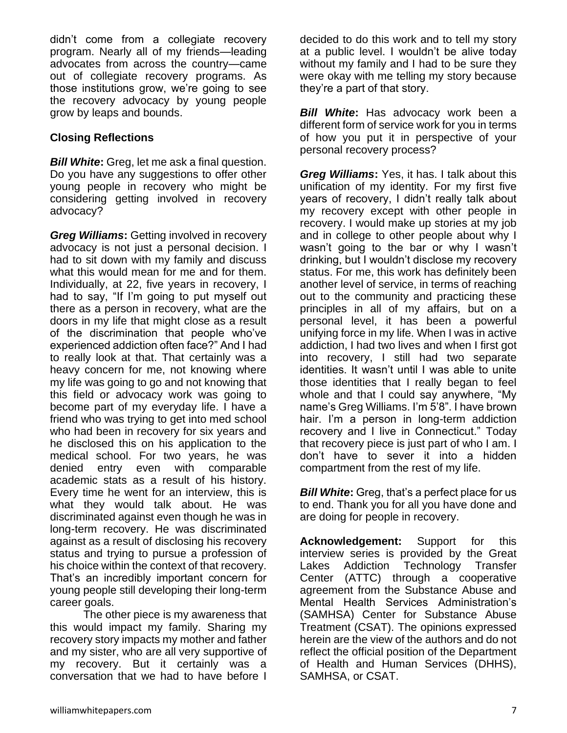didn't come from a collegiate recovery program. Nearly all of my friends—leading advocates from across the country—came out of collegiate recovery programs. As those institutions grow, we're going to see the recovery advocacy by young people grow by leaps and bounds.

## Closing Reflections

***Bill White*:** Greg, let me ask a final question. Do you have any suggestions to offer other young people in recovery who might be considering getting involved in recovery advocacy?

***Greg Williams*:** Getting involved in recovery advocacy is not just a personal decision. I had to sit down with my family and discuss what this would mean for me and for them. Individually, at 22, five years in recovery, I had to say, "If I'm going to put myself out there as a person in recovery, what are the doors in my life that might close as a result of the discrimination that people who've experienced addiction often face?" And I had to really look at that. That certainly was a heavy concern for me, not knowing where my life was going to go and not knowing that this field or advocacy work was going to become part of my everyday life. I have a friend who was trying to get into med school who had been in recovery for six years and he disclosed this on his application to the medical school. For two years, he was denied entry even with comparable academic stats as a result of his history. Every time he went for an interview, this is what they would talk about. He was discriminated against even though he was in long-term recovery. He was discriminated against as a result of disclosing his recovery status and trying to pursue a profession of his choice within the context of that recovery. That's an incredibly important concern for young people still developing their long-term career goals.

The other piece is my awareness that this would impact my family. Sharing my recovery story impacts my mother and father and my sister, who are all very supportive of my recovery. But it certainly was a conversation that we had to have before I decided to do this work and to tell my story at a public level. I wouldn't be alive today without my family and I had to be sure they were okay with me telling my story because they're a part of that story.

***Bill White*:** Has advocacy work been a different form of service work for you in terms of how you put it in perspective of your personal recovery process?

***Greg Williams*:** Yes, it has. I talk about this unification of my identity. For my first five years of recovery, I didn't really talk about my recovery except with other people in recovery. I would make up stories at my job and in college to other people about why I wasn't going to the bar or why I wasn't drinking, but I wouldn't disclose my recovery status. For me, this work has definitely been another level of service, in terms of reaching out to the community and practicing these principles in all of my affairs, but on a personal level, it has been a powerful unifying force in my life. When I was in active addiction, I had two lives and when I first got into recovery, I still had two separate identities. It wasn't until I was able to unite those identities that I really began to feel whole and that I could say anywhere, "My name's Greg Williams. I'm 5'8". I have brown hair. I'm a person in long-term addiction recovery and I live in Connecticut." Today that recovery piece is just part of who I am. I don't have to sever it into a hidden compartment from the rest of my life.

***Bill White*:** Greg, that's a perfect place for us to end. Thank you for all you have done and are doing for people in recovery.

**Acknowledgement:** Support for this interview series is provided by the Great Lakes Addiction Technology Transfer Center (ATTC) through a cooperative agreement from the Substance Abuse and Mental Health Services Administration's (SAMHSA) Center for Substance Abuse Treatment (CSAT). The opinions expressed herein are the view of the authors and do not reflect the official position of the Department of Health and Human Services (DHHS), SAMHSA, or CSAT.